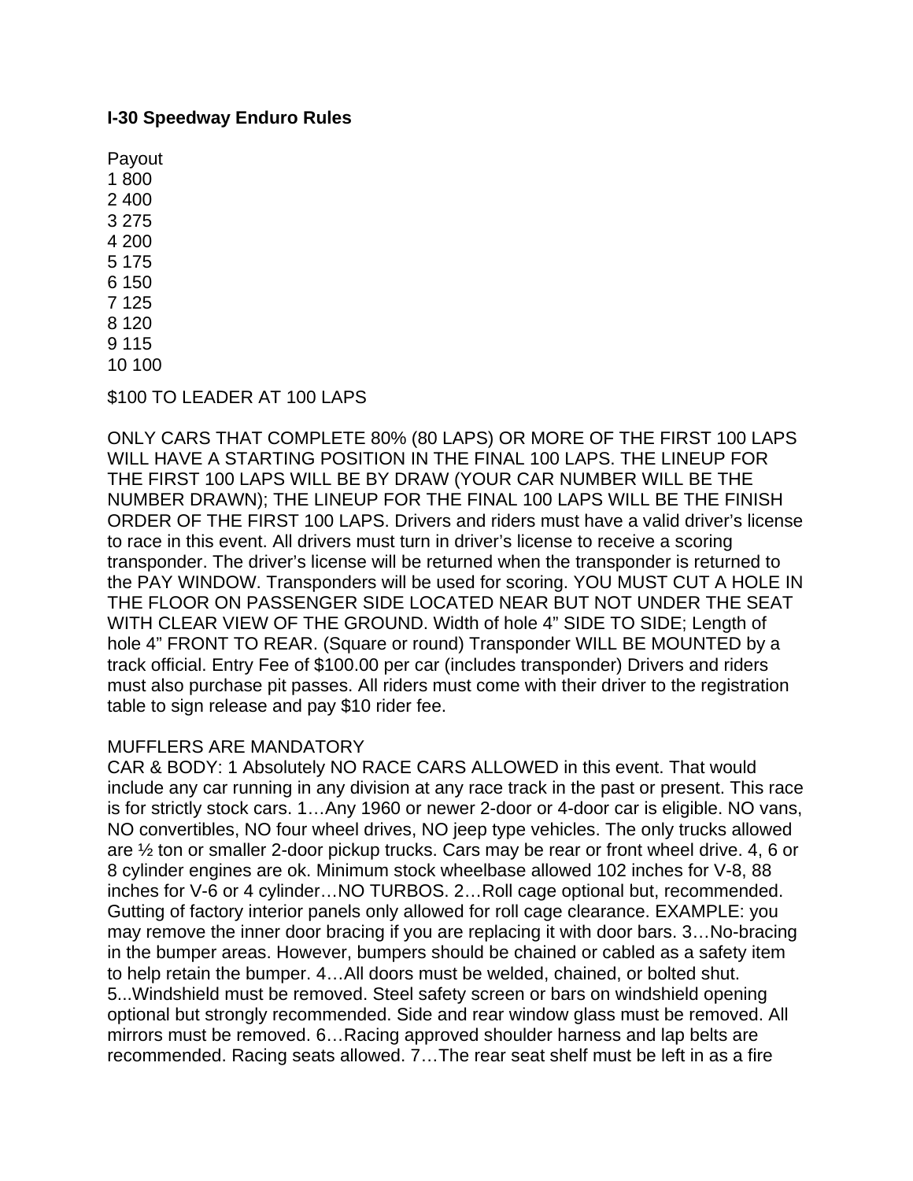**I-30 Speedway Enduro Rules**

Payout
1 800
2 400
3 275
4 200
5 175
6 150
7 125
8 120
9 115
10 100

$100 TO LEADER AT 100 LAPS

ONLY CARS THAT COMPLETE 80% (80 LAPS) OR MORE OF THE FIRST 100 LAPS WILL HAVE A STARTING POSITION IN THE FINAL 100 LAPS. THE LINEUP FOR THE FIRST 100 LAPS WILL BE BY DRAW (YOUR CAR NUMBER WILL BE THE NUMBER DRAWN); THE LINEUP FOR THE FINAL 100 LAPS WILL BE THE FINISH ORDER OF THE FIRST 100 LAPS. Drivers and riders must have a valid driver's license to race in this event. All drivers must turn in driver's license to receive a scoring transponder. The driver's license will be returned when the transponder is returned to the PAY WINDOW. Transponders will be used for scoring. YOU MUST CUT A HOLE IN THE FLOOR ON PASSENGER SIDE LOCATED NEAR BUT NOT UNDER THE SEAT WITH CLEAR VIEW OF THE GROUND. Width of hole 4" SIDE TO SIDE; Length of hole 4" FRONT TO REAR. (Square or round) Transponder WILL BE MOUNTED by a track official. Entry Fee of $100.00 per car (includes transponder) Drivers and riders must also purchase pit passes. All riders must come with their driver to the registration table to sign release and pay $10 rider fee.

MUFFLERS ARE MANDATORY
CAR & BODY: 1 Absolutely NO RACE CARS ALLOWED in this event. That would include any car running in any division at any race track in the past or present. This race is for strictly stock cars. 1…Any 1960 or newer 2-door or 4-door car is eligible. NO vans, NO convertibles, NO four wheel drives, NO jeep type vehicles. The only trucks allowed are ½ ton or smaller 2-door pickup trucks. Cars may be rear or front wheel drive. 4, 6 or 8 cylinder engines are ok. Minimum stock wheelbase allowed 102 inches for V-8, 88 inches for V-6 or 4 cylinder…NO TURBOS. 2…Roll cage optional but, recommended. Gutting of factory interior panels only allowed for roll cage clearance. EXAMPLE: you may remove the inner door bracing if you are replacing it with door bars. 3…No-bracing in the bumper areas. However, bumpers should be chained or cabled as a safety item to help retain the bumper. 4…All doors must be welded, chained, or bolted shut. 5...Windshield must be removed. Steel safety screen or bars on windshield opening optional but strongly recommended. Side and rear window glass must be removed. All mirrors must be removed. 6…Racing approved shoulder harness and lap belts are recommended. Racing seats allowed. 7…The rear seat shelf must be left in as a fire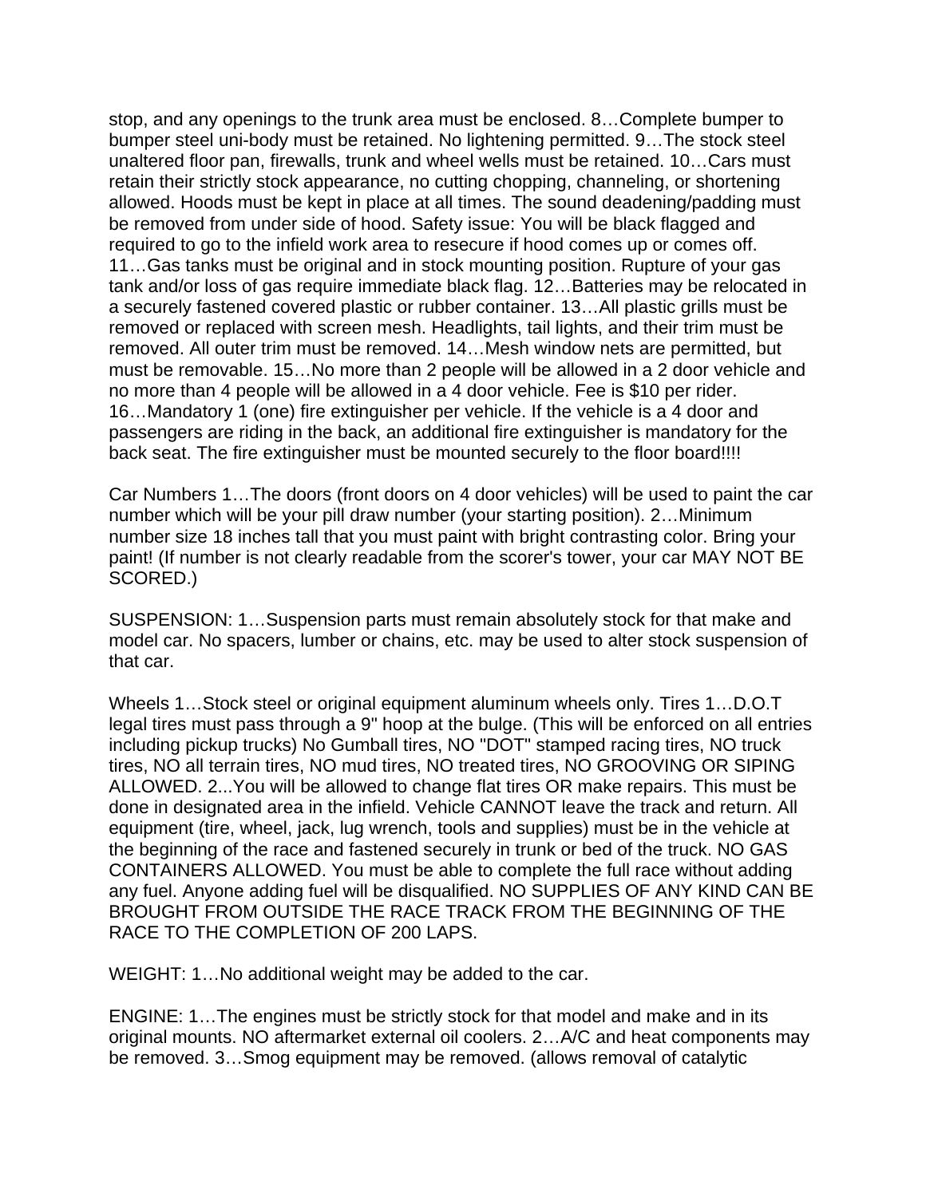stop, and any openings to the trunk area must be enclosed. 8…Complete bumper to bumper steel uni-body must be retained. No lightening permitted. 9…The stock steel unaltered floor pan, firewalls, trunk and wheel wells must be retained. 10…Cars must retain their strictly stock appearance, no cutting chopping, channeling, or shortening allowed. Hoods must be kept in place at all times. The sound deadening/padding must be removed from under side of hood. Safety issue: You will be black flagged and required to go to the infield work area to resecure if hood comes up or comes off. 11…Gas tanks must be original and in stock mounting position. Rupture of your gas tank and/or loss of gas require immediate black flag. 12…Batteries may be relocated in a securely fastened covered plastic or rubber container. 13…All plastic grills must be removed or replaced with screen mesh. Headlights, tail lights, and their trim must be removed. All outer trim must be removed. 14…Mesh window nets are permitted, but must be removable. 15…No more than 2 people will be allowed in a 2 door vehicle and no more than 4 people will be allowed in a 4 door vehicle. Fee is $10 per rider. 16…Mandatory 1 (one) fire extinguisher per vehicle. If the vehicle is a 4 door and passengers are riding in the back, an additional fire extinguisher is mandatory for the back seat. The fire extinguisher must be mounted securely to the floor board!!!!

Car Numbers 1…The doors (front doors on 4 door vehicles) will be used to paint the car number which will be your pill draw number (your starting position). 2…Minimum number size 18 inches tall that you must paint with bright contrasting color. Bring your paint! (If number is not clearly readable from the scorer's tower, your car MAY NOT BE SCORED.)

SUSPENSION: 1…Suspension parts must remain absolutely stock for that make and model car. No spacers, lumber or chains, etc. may be used to alter stock suspension of that car.

Wheels 1…Stock steel or original equipment aluminum wheels only. Tires 1…D.O.T legal tires must pass through a 9" hoop at the bulge. (This will be enforced on all entries including pickup trucks) No Gumball tires, NO "DOT" stamped racing tires, NO truck tires, NO all terrain tires, NO mud tires, NO treated tires, NO GROOVING OR SIPING ALLOWED. 2...You will be allowed to change flat tires OR make repairs. This must be done in designated area in the infield. Vehicle CANNOT leave the track and return. All equipment (tire, wheel, jack, lug wrench, tools and supplies) must be in the vehicle at the beginning of the race and fastened securely in trunk or bed of the truck. NO GAS CONTAINERS ALLOWED. You must be able to complete the full race without adding any fuel. Anyone adding fuel will be disqualified. NO SUPPLIES OF ANY KIND CAN BE BROUGHT FROM OUTSIDE THE RACE TRACK FROM THE BEGINNING OF THE RACE TO THE COMPLETION OF 200 LAPS.

WEIGHT: 1…No additional weight may be added to the car.

ENGINE: 1…The engines must be strictly stock for that model and make and in its original mounts. NO aftermarket external oil coolers. 2…A/C and heat components may be removed. 3…Smog equipment may be removed. (allows removal of catalytic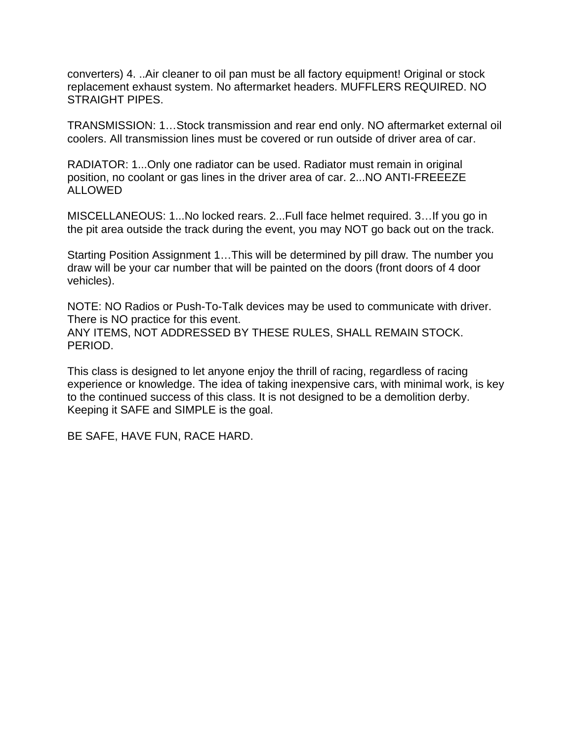converters) 4. ..Air cleaner to oil pan must be all factory equipment! Original or stock replacement exhaust system. No aftermarket headers. MUFFLERS REQUIRED. NO STRAIGHT PIPES.

TRANSMISSION: 1…Stock transmission and rear end only. NO aftermarket external oil coolers. All transmission lines must be covered or run outside of driver area of car.

RADIATOR: 1...Only one radiator can be used. Radiator must remain in original position, no coolant or gas lines in the driver area of car. 2...NO ANTI-FREEEZE ALLOWED

MISCELLANEOUS: 1...No locked rears. 2...Full face helmet required. 3…If you go in the pit area outside the track during the event, you may NOT go back out on the track.

Starting Position Assignment 1…This will be determined by pill draw. The number you draw will be your car number that will be painted on the doors (front doors of 4 door vehicles).

NOTE: NO Radios or Push-To-Talk devices may be used to communicate with driver. There is NO practice for this event.
ANY ITEMS, NOT ADDRESSED BY THESE RULES, SHALL REMAIN STOCK. PERIOD.

This class is designed to let anyone enjoy the thrill of racing, regardless of racing experience or knowledge. The idea of taking inexpensive cars, with minimal work, is key to the continued success of this class. It is not designed to be a demolition derby. Keeping it SAFE and SIMPLE is the goal.

BE SAFE, HAVE FUN, RACE HARD.